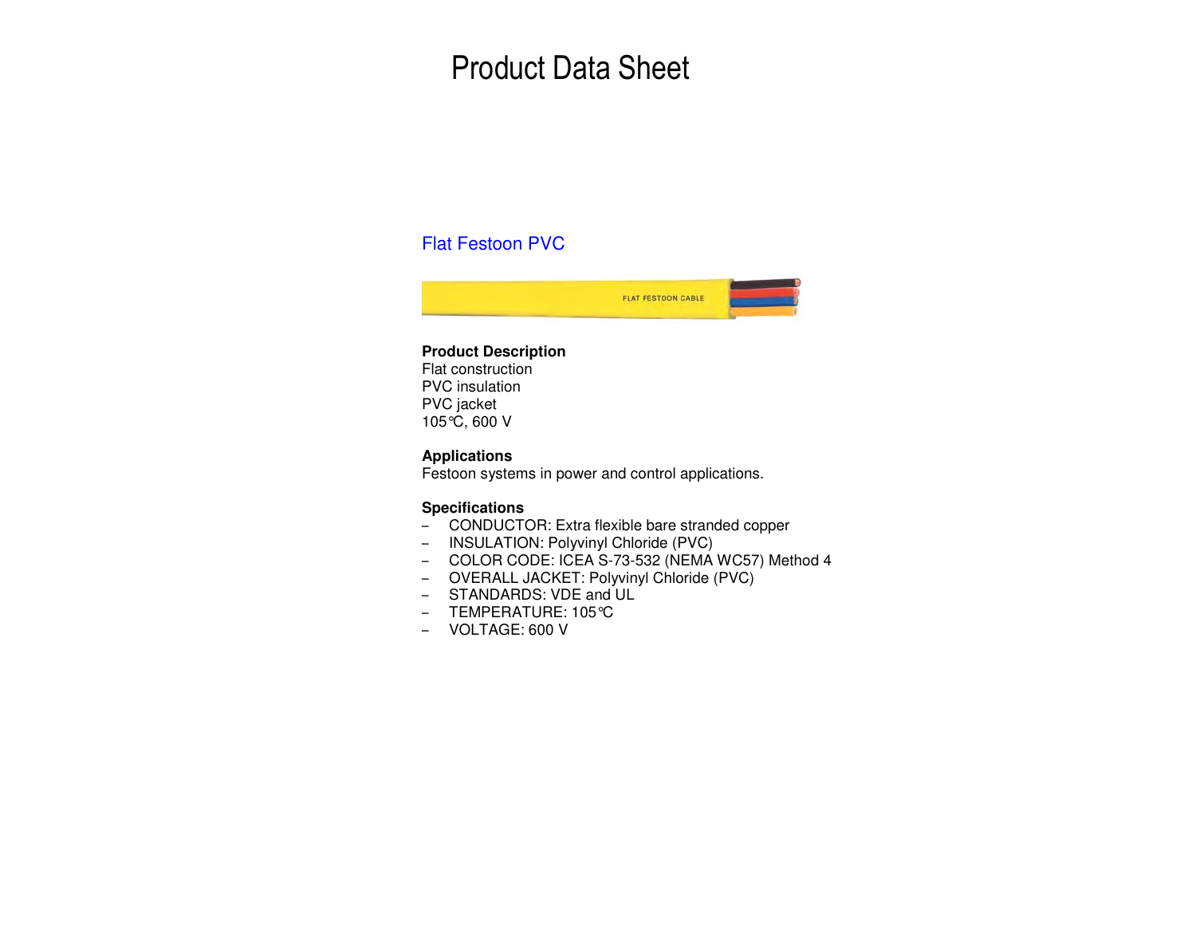# Product Data Sheet

## Flat Festoon PVC

**Product Description**
Flat construction
PVC insulation
PVC jacket
105℃, 600 V

**Applications**
Festoon systems in power and control applications.

**Specifications**

- CONDUCTOR: Extra flexible bare stranded copper
- INSULATION: Polyvinyl Chloride (PVC)
- COLOR CODE: ICEA S-73-532 (NEMA WC57) Method 4
- OVERALL JACKET: Polyvinyl Chloride (PVC)
- STANDARDS: VDE and UL
- TEMPERATURE: 105℃
- VOLTAGE: 600 V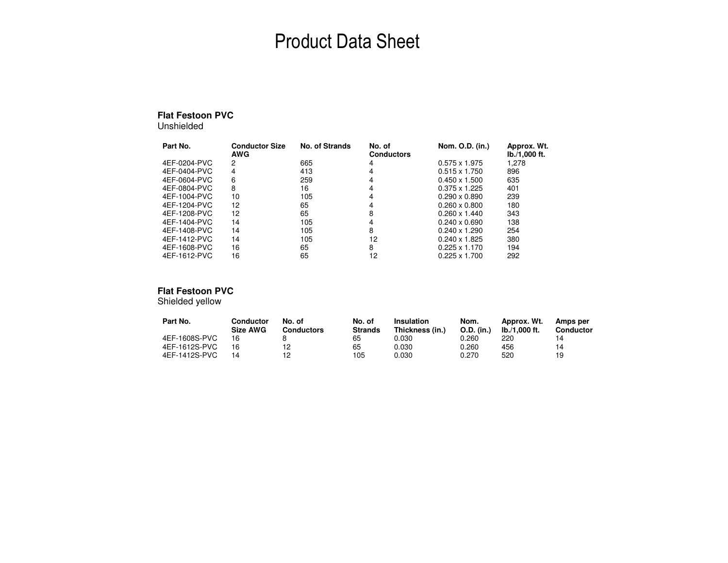# Product Data Sheet

**Flat Festoon PVC**
Unshielded

| Part No. | Conductor Size AWG | No. of Strands | No. of Conductors | Nom. O.D. (in.) | Approx. Wt. lb./1,000 ft. |
|---|---|---|---|---|---|
| 4EF-0204-PVC | 2 | 665 | 4 | 0.575 x 1.975 | 1,278 |
| 4EF-0404-PVC | 4 | 413 | 4 | 0.515 x 1.750 | 896 |
| 4EF-0604-PVC | 6 | 259 | 4 | 0.450 x 1.500 | 635 |
| 4EF-0804-PVC | 8 | 16 | 4 | 0.375 x 1.225 | 401 |
| 4EF-1004-PVC | 10 | 105 | 4 | 0.290 x 0.890 | 239 |
| 4EF-1204-PVC | 12 | 65 | 4 | 0.260 x 0.800 | 180 |
| 4EF-1208-PVC | 12 | 65 | 8 | 0.260 x 1.440 | 343 |
| 4EF-1404-PVC | 14 | 105 | 4 | 0.240 x 0.690 | 138 |
| 4EF-1408-PVC | 14 | 105 | 8 | 0.240 x 1.290 | 254 |
| 4EF-1412-PVC | 14 | 105 | 12 | 0.240 x 1.825 | 380 |
| 4EF-1608-PVC | 16 | 65 | 8 | 0.225 x 1.170 | 194 |
| 4EF-1612-PVC | 16 | 65 | 12 | 0.225 x 1.700 | 292 |

**Flat Festoon PVC**
Shielded yellow

| Part No. | Conductor Size AWG | No. of Conductors | No. of Strands | Insulation Thickness (in.) | Nom. O.D. (in.) | Approx. Wt. lb./1,000 ft. | Amps per Conductor |
|---|---|---|---|---|---|---|---|
| 4EF-1608S-PVC | 16 | 8 | 65 | 0.030 | 0.260 | 220 | 14 |
| 4EF-1612S-PVC | 16 | 12 | 65 | 0.030 | 0.260 | 456 | 14 |
| 4EF-1412S-PVC | 14 | 12 | 105 | 0.030 | 0.270 | 520 | 19 |